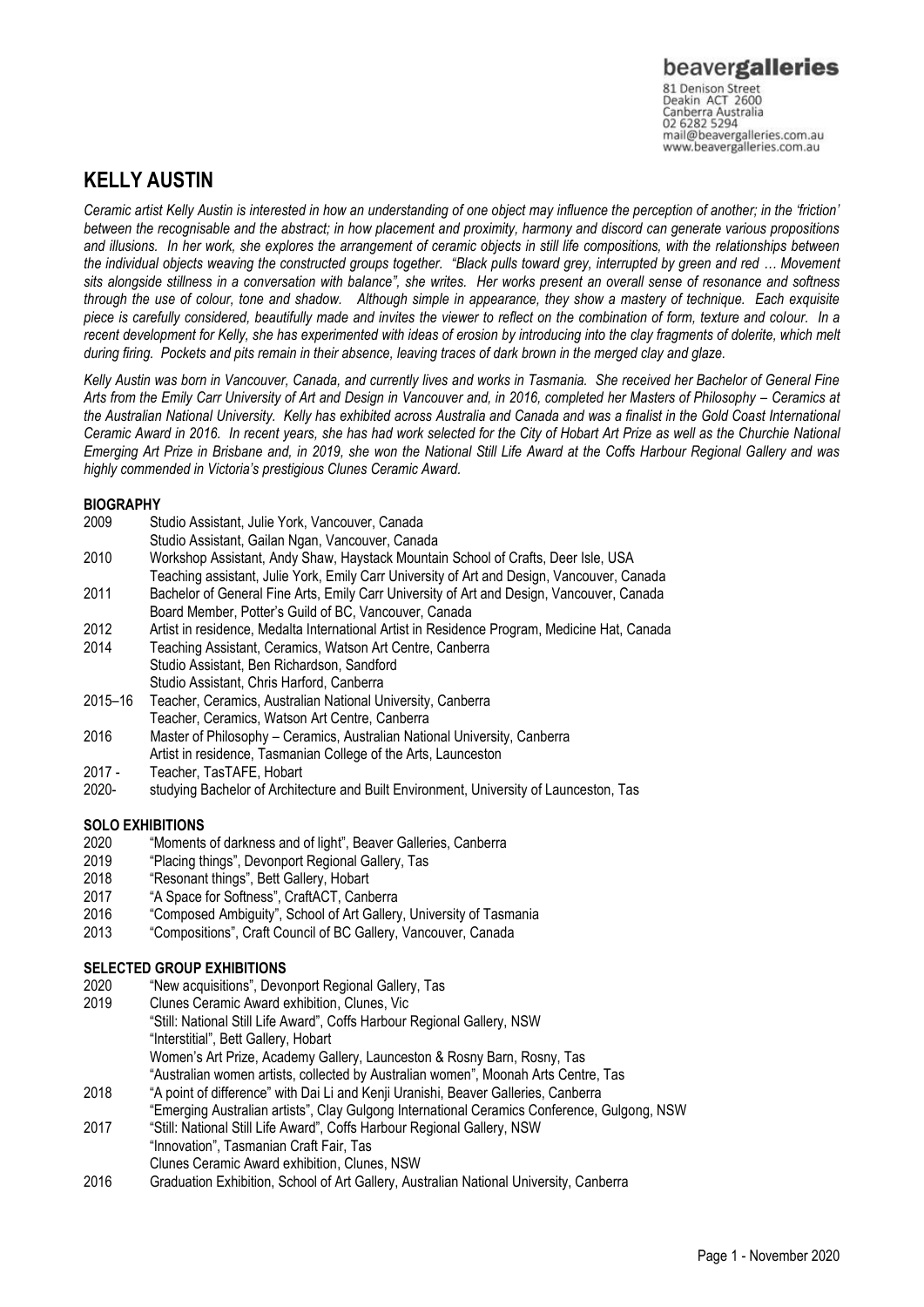beavergalleries
81 Denison Street
Deakin ACT 2600
Canberra Australia
02 6282 5294
mail@beavergalleries.com.au
www.beavergalleries.com.au

# KELLY AUSTIN

*Ceramic artist Kelly Austin is interested in how an understanding of one object may influence the perception of another; in the 'friction' between the recognisable and the abstract; in how placement and proximity, harmony and discord can generate various propositions and illusions. In her work, she explores the arrangement of ceramic objects in still life compositions, with the relationships between the individual objects weaving the constructed groups together. "Black pulls toward grey, interrupted by green and red … Movement sits alongside stillness in a conversation with balance", she writes. Her works present an overall sense of resonance and softness through the use of colour, tone and shadow. Although simple in appearance, they show a mastery of technique. Each exquisite piece is carefully considered, beautifully made and invites the viewer to reflect on the combination of form, texture and colour. In a recent development for Kelly, she has experimented with ideas of erosion by introducing into the clay fragments of dolerite, which melt during firing. Pockets and pits remain in their absence, leaving traces of dark brown in the merged clay and glaze.*

*Kelly Austin was born in Vancouver, Canada, and currently lives and works in Tasmania. She received her Bachelor of General Fine Arts from the Emily Carr University of Art and Design in Vancouver and, in 2016, completed her Masters of Philosophy – Ceramics at the Australian National University. Kelly has exhibited across Australia and Canada and was a finalist in the Gold Coast International Ceramic Award in 2016. In recent years, she has had work selected for the City of Hobart Art Prize as well as the Churchie National Emerging Art Prize in Brisbane and, in 2019, she won the National Still Life Award at the Coffs Harbour Regional Gallery and was highly commended in Victoria's prestigious Clunes Ceramic Award.*

## BIOGRAPHY

2009 Studio Assistant, Julie York, Vancouver, Canada
Studio Assistant, Gailan Ngan, Vancouver, Canada
2010 Workshop Assistant, Andy Shaw, Haystack Mountain School of Crafts, Deer Isle, USA
Teaching assistant, Julie York, Emily Carr University of Art and Design, Vancouver, Canada
2011 Bachelor of General Fine Arts, Emily Carr University of Art and Design, Vancouver, Canada
Board Member, Potter's Guild of BC, Vancouver, Canada
2012 Artist in residence, Medalta International Artist in Residence Program, Medicine Hat, Canada
2014 Teaching Assistant, Ceramics, Watson Art Centre, Canberra
Studio Assistant, Ben Richardson, Sandford
Studio Assistant, Chris Harford, Canberra
2015–16 Teacher, Ceramics, Australian National University, Canberra
Teacher, Ceramics, Watson Art Centre, Canberra
2016 Master of Philosophy – Ceramics, Australian National University, Canberra
Artist in residence, Tasmanian College of the Arts, Launceston
2017 - Teacher, TasTAFE, Hobart
2020- studying Bachelor of Architecture and Built Environment, University of Launceston, Tas

## SOLO EXHIBITIONS

2020 "Moments of darkness and of light", Beaver Galleries, Canberra
2019 "Placing things", Devonport Regional Gallery, Tas
2018 "Resonant things", Bett Gallery, Hobart
2017 "A Space for Softness", CraftACT, Canberra
2016 "Composed Ambiguity", School of Art Gallery, University of Tasmania
2013 "Compositions", Craft Council of BC Gallery, Vancouver, Canada

## SELECTED GROUP EXHIBITIONS

2020 "New acquisitions", Devonport Regional Gallery, Tas
2019 Clunes Ceramic Award exhibition, Clunes, Vic
"Still: National Still Life Award", Coffs Harbour Regional Gallery, NSW
"Interstitial", Bett Gallery, Hobart
Women's Art Prize, Academy Gallery, Launceston & Rosny Barn, Rosny, Tas
"Australian women artists, collected by Australian women", Moonah Arts Centre, Tas
2018 "A point of difference" with Dai Li and Kenji Uranishi, Beaver Galleries, Canberra
"Emerging Australian artists", Clay Gulgong International Ceramics Conference, Gulgong, NSW
2017 "Still: National Still Life Award", Coffs Harbour Regional Gallery, NSW
"Innovation", Tasmanian Craft Fair, Tas
Clunes Ceramic Award exhibition, Clunes, NSW
2016 Graduation Exhibition, School of Art Gallery, Australian National University, Canberra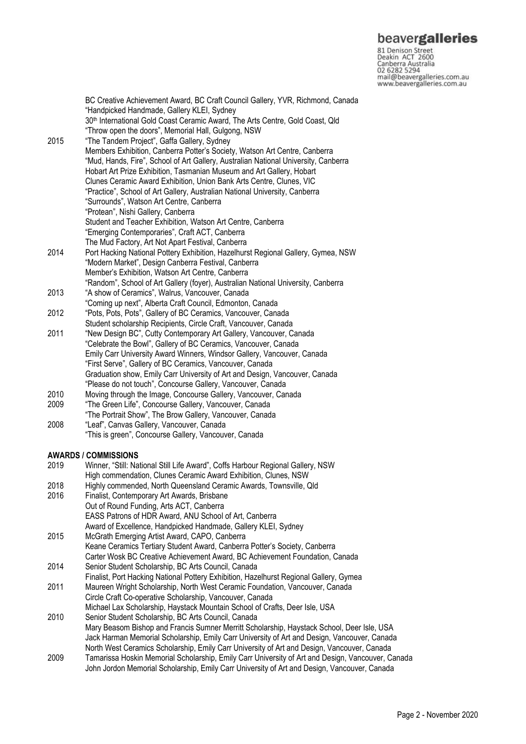BC Creative Achievement Award, BC Craft Council Gallery, YVR, Richmond, Canada
"Handpicked Handmade, Gallery KLEI, Sydney
30th International Gold Coast Ceramic Award, The Arts Centre, Gold Coast, Qld
"Throw open the doors", Memorial Hall, Gulgong, NSW

2015 "The Tandem Project", Gaffa Gallery, Sydney
Members Exhibition, Canberra Potter's Society, Watson Art Centre, Canberra
"Mud, Hands, Fire", School of Art Gallery, Australian National University, Canberra
Hobart Art Prize Exhibition, Tasmanian Museum and Art Gallery, Hobart
Clunes Ceramic Award Exhibition, Union Bank Arts Centre, Clunes, VIC
"Practice", School of Art Gallery, Australian National University, Canberra
"Surrounds", Watson Art Centre, Canberra
"Protean", Nishi Gallery, Canberra
Student and Teacher Exhibition, Watson Art Centre, Canberra
"Emerging Contemporaries", Craft ACT, Canberra
The Mud Factory, Art Not Apart Festival, Canberra

2014 Port Hacking National Pottery Exhibition, Hazelhurst Regional Gallery, Gymea, NSW
"Modern Market", Design Canberra Festival, Canberra
Member's Exhibition, Watson Art Centre, Canberra
"Random", School of Art Gallery (foyer), Australian National University, Canberra

2013 "A show of Ceramics", Walrus, Vancouver, Canada
"Coming up next", Alberta Craft Council, Edmonton, Canada

2012 "Pots, Pots, Pots", Gallery of BC Ceramics, Vancouver, Canada
Student scholarship Recipients, Circle Craft, Vancouver, Canada

2011 "New Design BC", Cutty Contemporary Art Gallery, Vancouver, Canada
"Celebrate the Bowl", Gallery of BC Ceramics, Vancouver, Canada
Emily Carr University Award Winners, Windsor Gallery, Vancouver, Canada
"First Serve", Gallery of BC Ceramics, Vancouver, Canada
Graduation show, Emily Carr University of Art and Design, Vancouver, Canada
"Please do not touch", Concourse Gallery, Vancouver, Canada

2010 Moving through the Image, Concourse Gallery, Vancouver, Canada

2009 "The Green Life", Concourse Gallery, Vancouver, Canada
"The Portrait Show", The Brow Gallery, Vancouver, Canada

2008 "Leaf", Canvas Gallery, Vancouver, Canada
"This is green", Concourse Gallery, Vancouver, Canada

**AWARDS / COMMISSIONS**

2019 Winner, "Still: National Still Life Award", Coffs Harbour Regional Gallery, NSW
High commendation, Clunes Ceramic Award Exhibition, Clunes, NSW

2018 Highly commended, North Queensland Ceramic Awards, Townsville, Qld

2016 Finalist, Contemporary Art Awards, Brisbane
Out of Round Funding, Arts ACT, Canberra
EASS Patrons of HDR Award, ANU School of Art, Canberra
Award of Excellence, Handpicked Handmade, Gallery KLEI, Sydney

2015 McGrath Emerging Artist Award, CAPO, Canberra
Keane Ceramics Tertiary Student Award, Canberra Potter's Society, Canberra
Carter Wosk BC Creative Achievement Award, BC Achievement Foundation, Canada

2014 Senior Student Scholarship, BC Arts Council, Canada
Finalist, Port Hacking National Pottery Exhibition, Hazelhurst Regional Gallery, Gymea

2011 Maureen Wright Scholarship, North West Ceramic Foundation, Vancouver, Canada
Circle Craft Co-operative Scholarship, Vancouver, Canada
Michael Lax Scholarship, Haystack Mountain School of Crafts, Deer Isle, USA

2010 Senior Student Scholarship, BC Arts Council, Canada
Mary Beasom Bishop and Francis Sumner Merritt Scholarship, Haystack School, Deer Isle, USA
Jack Harman Memorial Scholarship, Emily Carr University of Art and Design, Vancouver, Canada
North West Ceramics Scholarship, Emily Carr University of Art and Design, Vancouver, Canada

2009 Tamarissa Hoskin Memorial Scholarship, Emily Carr University of Art and Design, Vancouver, Canada
John Jordon Memorial Scholarship, Emily Carr University of Art and Design, Vancouver, Canada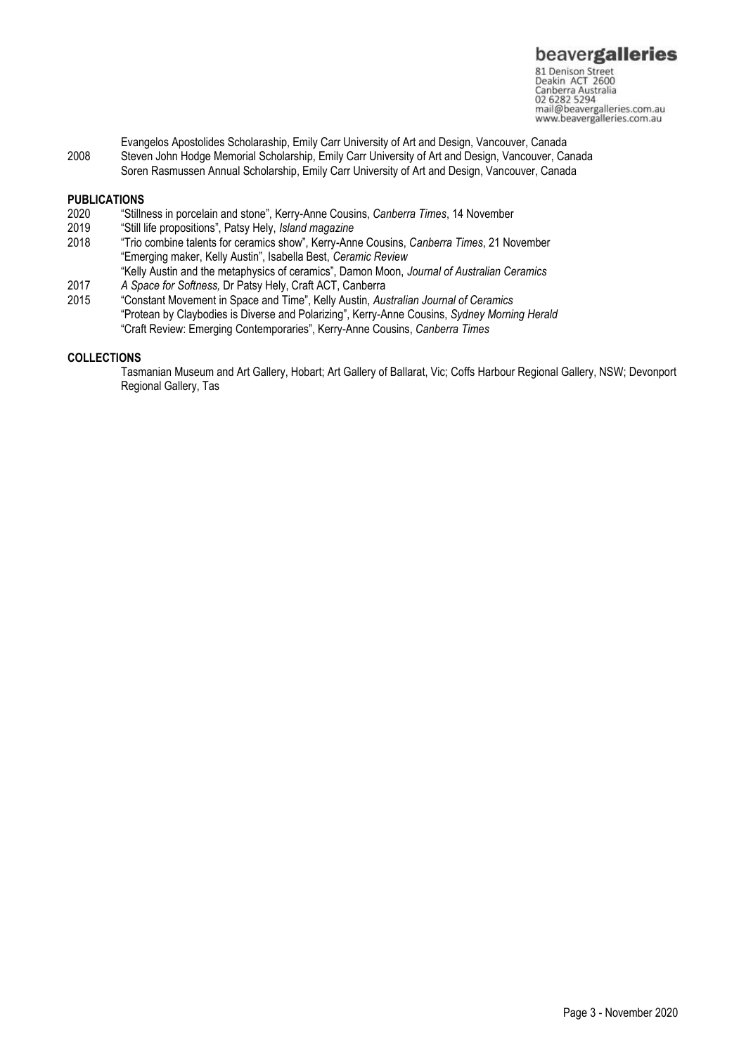Evangelos Apostolides Scholaraship, Emily Carr University of Art and Design, Vancouver, Canada

2008 Steven John Hodge Memorial Scholarship, Emily Carr University of Art and Design, Vancouver, Canada
Soren Rasmussen Annual Scholarship, Emily Carr University of Art and Design, Vancouver, Canada

**PUBLICATIONS**

2020 "Stillness in porcelain and stone", Kerry-Anne Cousins, *Canberra Times*, 14 November

2019 "Still life propositions", Patsy Hely, *Island magazine*

2018 "Trio combine talents for ceramics show", Kerry-Anne Cousins, *Canberra Times*, 21 November
"Emerging maker, Kelly Austin", Isabella Best, *Ceramic Review*
"Kelly Austin and the metaphysics of ceramics", Damon Moon, *Journal of Australian Ceramics*

2017 *A Space for Softness,* Dr Patsy Hely, Craft ACT, Canberra

2015 "Constant Movement in Space and Time", Kelly Austin, *Australian Journal of Ceramics*
"Protean by Claybodies is Diverse and Polarizing", Kerry-Anne Cousins, *Sydney Morning Herald*
"Craft Review: Emerging Contemporaries", Kerry-Anne Cousins, *Canberra Times*

**COLLECTIONS**

Tasmanian Museum and Art Gallery, Hobart; Art Gallery of Ballarat, Vic; Coffs Harbour Regional Gallery, NSW; Devonport Regional Gallery, Tas